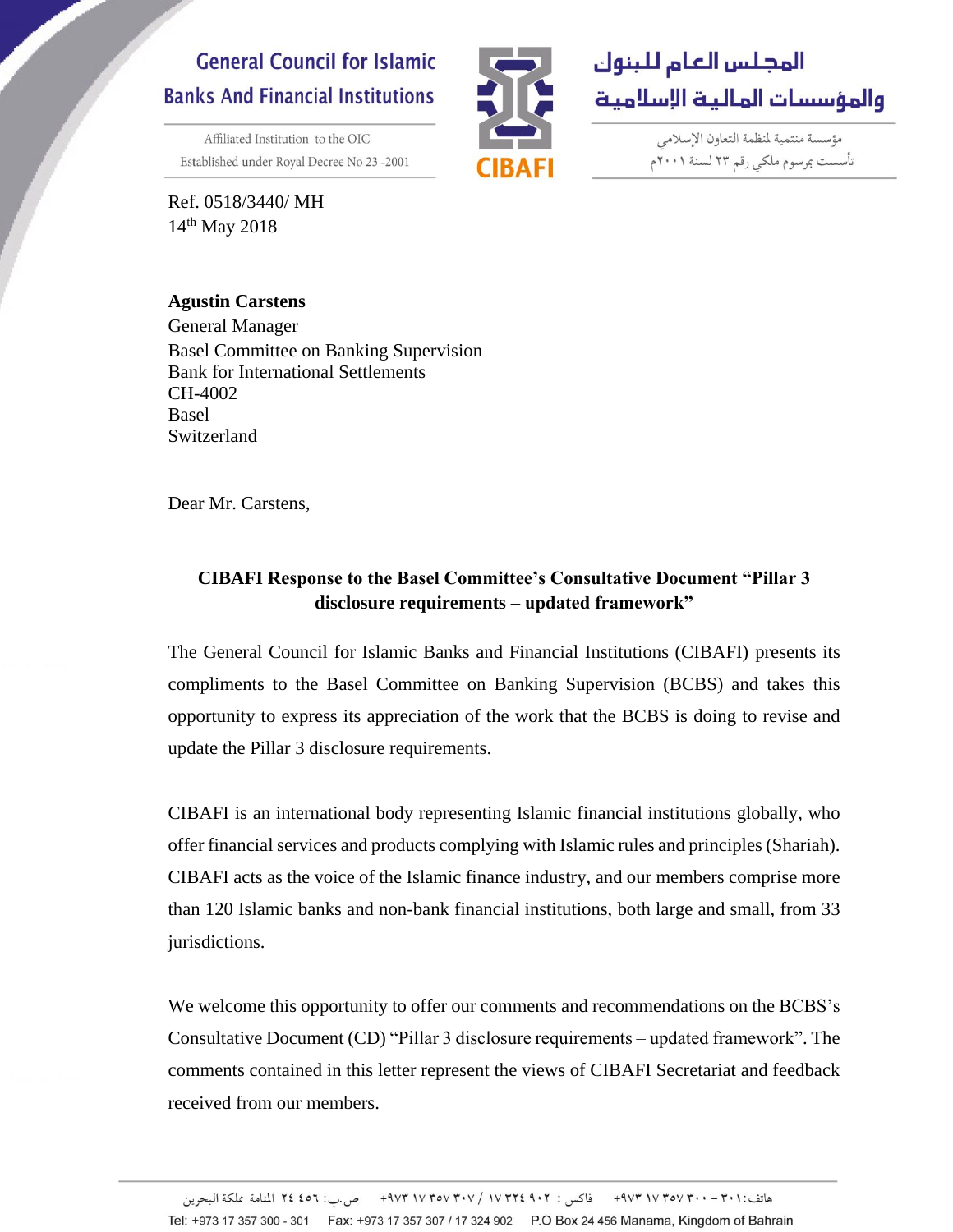General Council for Islamic Banks And Financial Institutions

Affiliated Institution to the OIC
Established under Royal Decree No 23 -2001

CIBAFI

المجلس العام للبنوك والمؤسسات المالية الإسلامية

مؤسسة منتمية لمنظمة التعاون الإسلامي
تأسست بمرسوم ملكي رقم ٢٣ لسنة ٢٠٠١م

Ref. 0518/3440/ MH
14th May 2018

**Agustin Carstens**
General Manager
Basel Committee on Banking Supervision
Bank for International Settlements
CH-4002
Basel
Switzerland

Dear Mr. Carstens,

**CIBAFI Response to the Basel Committee's Consultative Document "Pillar 3 disclosure requirements – updated framework"**

The General Council for Islamic Banks and Financial Institutions (CIBAFI) presents its compliments to the Basel Committee on Banking Supervision (BCBS) and takes this opportunity to express its appreciation of the work that the BCBS is doing to revise and update the Pillar 3 disclosure requirements.

CIBAFI is an international body representing Islamic financial institutions globally, who offer financial services and products complying with Islamic rules and principles (Shariah). CIBAFI acts as the voice of the Islamic finance industry, and our members comprise more than 120 Islamic banks and non-bank financial institutions, both large and small, from 33 jurisdictions.

We welcome this opportunity to offer our comments and recommendations on the BCBS's Consultative Document (CD) "Pillar 3 disclosure requirements – updated framework". The comments contained in this letter represent the views of CIBAFI Secretariat and feedback received from our members.

هاتف: ٣٠١ - ٣٠٠ ٣٥٧ ١٧ ٩٧٣+ فاكس: ٩٠٢ ٣٢٤ ١٧ / ٣٠٧ ٣٥٧ ١٧ ٩٧٣+ ص.ب: ٢٤٤٥٦ المنامة مملكة البحرين
Tel: +973 17 357 300 - 301 Fax: +973 17 357 307 / 17 324 902 P.O Box 24 456 Manama, Kingdom of Bahrain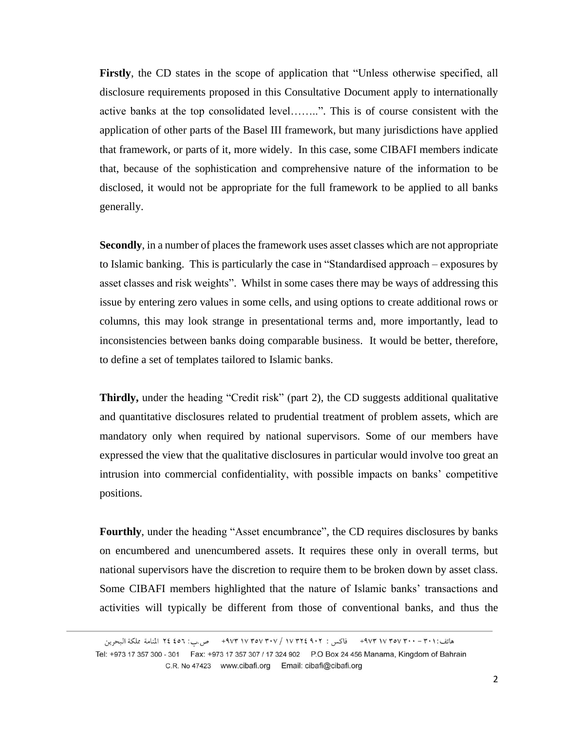**Firstly**, the CD states in the scope of application that "Unless otherwise specified, all disclosure requirements proposed in this Consultative Document apply to internationally active banks at the top consolidated level……..". This is of course consistent with the application of other parts of the Basel III framework, but many jurisdictions have applied that framework, or parts of it, more widely. In this case, some CIBAFI members indicate that, because of the sophistication and comprehensive nature of the information to be disclosed, it would not be appropriate for the full framework to be applied to all banks generally.

**Secondly**, in a number of places the framework uses asset classes which are not appropriate to Islamic banking. This is particularly the case in "Standardised approach – exposures by asset classes and risk weights". Whilst in some cases there may be ways of addressing this issue by entering zero values in some cells, and using options to create additional rows or columns, this may look strange in presentational terms and, more importantly, lead to inconsistencies between banks doing comparable business. It would be better, therefore, to define a set of templates tailored to Islamic banks.

**Thirdly,** under the heading "Credit risk" (part 2), the CD suggests additional qualitative and quantitative disclosures related to prudential treatment of problem assets, which are mandatory only when required by national supervisors. Some of our members have expressed the view that the qualitative disclosures in particular would involve too great an intrusion into commercial confidentiality, with possible impacts on banks' competitive positions.

**Fourthly**, under the heading "Asset encumbrance", the CD requires disclosures by banks on encumbered and unencumbered assets. It requires these only in overall terms, but national supervisors have the discretion to require them to be broken down by asset class. Some CIBAFI members highlighted that the nature of Islamic banks' transactions and activities will typically be different from those of conventional banks, and thus the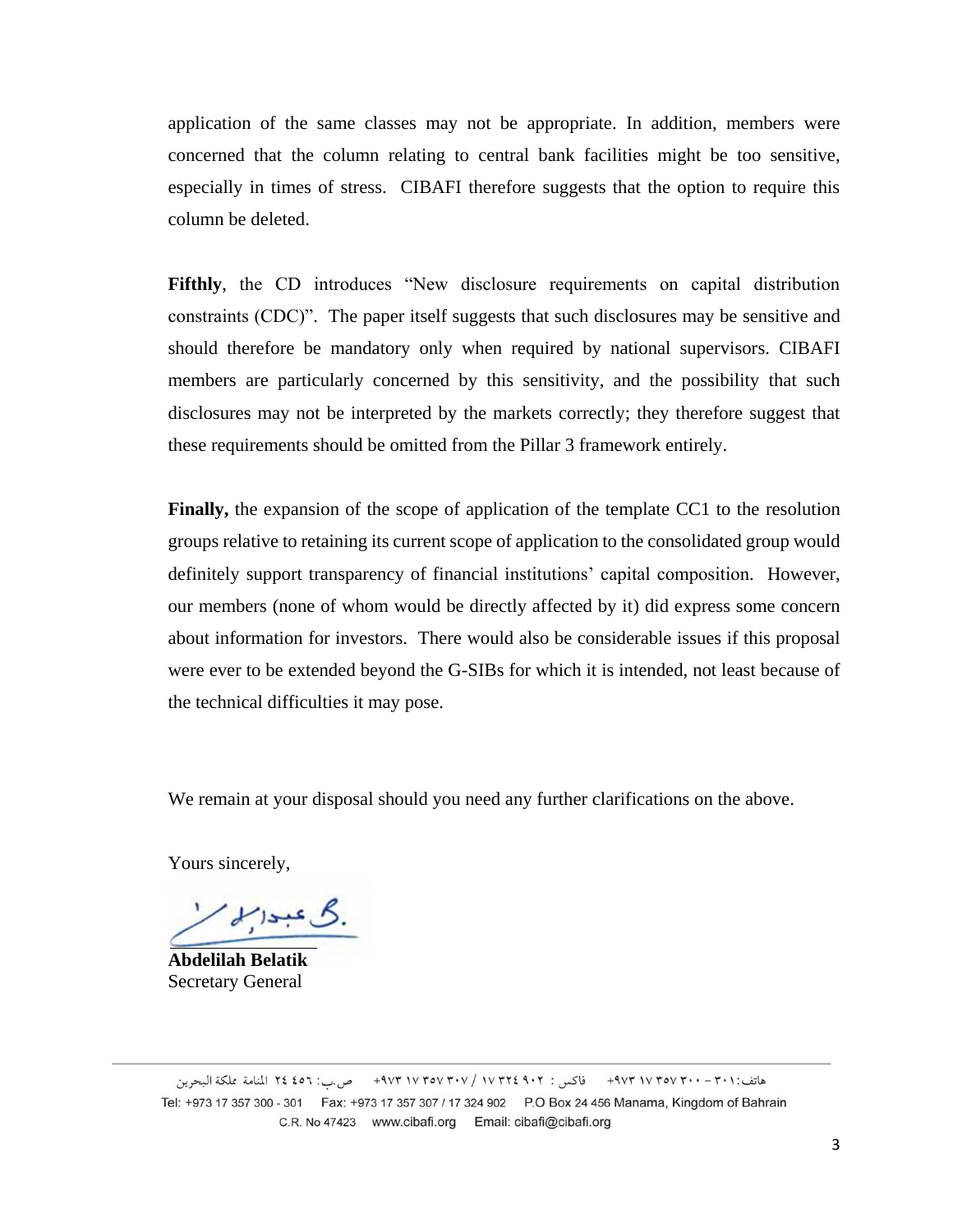application of the same classes may not be appropriate. In addition, members were concerned that the column relating to central bank facilities might be too sensitive, especially in times of stress. CIBAFI therefore suggests that the option to require this column be deleted.

**Fifthly**, the CD introduces "New disclosure requirements on capital distribution constraints (CDC)". The paper itself suggests that such disclosures may be sensitive and should therefore be mandatory only when required by national supervisors. CIBAFI members are particularly concerned by this sensitivity, and the possibility that such disclosures may not be interpreted by the markets correctly; they therefore suggest that these requirements should be omitted from the Pillar 3 framework entirely.

**Finally,** the expansion of the scope of application of the template CC1 to the resolution groups relative to retaining its current scope of application to the consolidated group would definitely support transparency of financial institutions' capital composition. However, our members (none of whom would be directly affected by it) did express some concern about information for investors. There would also be considerable issues if this proposal were ever to be extended beyond the G-SIBs for which it is intended, not least because of the technical difficulties it may pose.

We remain at your disposal should you need any further clarifications on the above.

Yours sincerely,

**Abdelilah Belatik**
Secretary General

هاتف: ٣٠١ - ٣٠٠ ٣٥٧ ١٧ ٩٧٣+ فاكس: ٩٠٢ ٣٢٤ ١٧ / ٣٠٧ ٣٥٧ ١٧ ٩٧٣+ ص.ب: ٤٥٦ ٢٤ المنامة مملكة البحرين

Tel: +973 17 357 300 - 301 Fax: +973 17 357 307 / 17 324 902 P.O Box 24 456 Manama, Kingdom of Bahrain

C.R. No 47423 www.cibafi.org Email: cibafi@cibafi.org